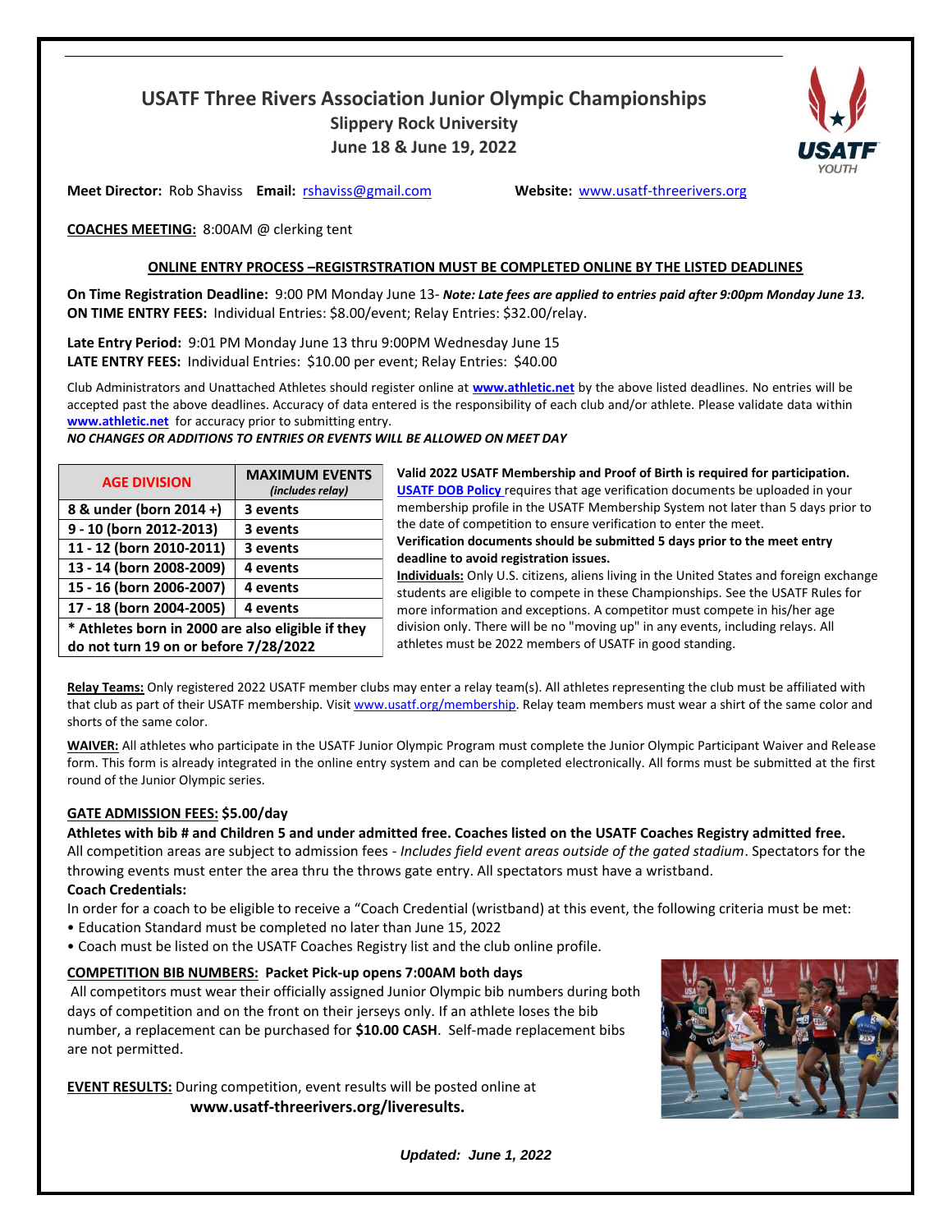# USATF Three Rivers Association Junior Olympic Championships

**Slippery Rock University**

**June 18 & June 19, 2022**

**Meet Director:** Rob Shaviss **Email:** rshaviss@gmail.com **Website:** www.usatf-threerivers.org

**COACHES MEETING:** 8:00AM @ clerking tent

**ONLINE ENTRY PROCESS –REGISTRSTRATION MUST BE COMPLETED ONLINE BY THE LISTED DEADLINES**

**On Time Registration Deadline:** 9:00 PM Monday June 13- ***Note: Late fees are applied to entries paid after 9:00pm Monday June 13.***
**ON TIME ENTRY FEES:** Individual Entries: $8.00/event; Relay Entries: $32.00/relay.

**Late Entry Period:** 9:01 PM Monday June 13 thru 9:00PM Wednesday June 15
**LATE ENTRY FEES:** Individual Entries: $10.00 per event; Relay Entries: $40.00

Club Administrators and Unattached Athletes should register online at **www.athletic.net** by the above listed deadlines. No entries will be accepted past the above deadlines. Accuracy of data entered is the responsibility of each club and/or athlete. Please validate data within **www.athletic.net** for accuracy prior to submitting entry.

***NO CHANGES OR ADDITIONS TO ENTRIES OR EVENTS WILL BE ALLOWED ON MEET DAY***

| AGE DIVISION | MAXIMUM EVENTS *(includes relay)* |
|---|---|
| 8 & under (born 2014 +) | 3 events |
| 9 - 10 (born 2012-2013) | 3 events |
| 11 - 12 (born 2010-2011) | 3 events |
| 13 - 14 (born 2008-2009) | 4 events |
| 15 - 16 (born 2006-2007) | 4 events |
| 17 - 18 (born 2004-2005) | 4 events |
| * Athletes born in 2000 are also eligible if they do not turn 19 on or before 7/28/2022 | |

**Valid 2022 USATF Membership and Proof of Birth is required for participation.** **USATF DOB Policy** requires that age verification documents be uploaded in your membership profile in the USATF Membership System not later than 5 days prior to the date of competition to ensure verification to enter the meet.
**Verification documents should be submitted 5 days prior to the meet entry deadline to avoid registration issues.**

**Individuals:** Only U.S. citizens, aliens living in the United States and foreign exchange students are eligible to compete in these Championships. See the USATF Rules for more information and exceptions. A competitor must compete in his/her age division only. There will be no "moving up" in any events, including relays. All athletes must be 2022 members of USATF in good standing.

**Relay Teams:** Only registered 2022 USATF member clubs may enter a relay team(s). All athletes representing the club must be affiliated with that club as part of their USATF membership. Visit www.usatf.org/membership. Relay team members must wear a shirt of the same color and shorts of the same color.

**WAIVER:** All athletes who participate in the USATF Junior Olympic Program must complete the Junior Olympic Participant Waiver and Release form. This form is already integrated in the online entry system and can be completed electronically. All forms must be submitted at the first round of the Junior Olympic series.

**GATE ADMISSION FEES: $5.00/day**

**Athletes with bib # and Children 5 and under admitted free. Coaches listed on the USATF Coaches Registry admitted free.**
All competition areas are subject to admission fees - *Includes field event areas outside of the gated stadium*. Spectators for the throwing events must enter the area thru the throws gate entry. All spectators must have a wristband.

**Coach Credentials:**
In order for a coach to be eligible to receive a "Coach Credential (wristband) at this event, the following criteria must be met:
- Education Standard must be completed no later than June 15, 2022
- Coach must be listed on the USATF Coaches Registry list and the club online profile.

**COMPETITION BIB NUMBERS: Packet Pick-up opens 7:00AM both days**
All competitors must wear their officially assigned Junior Olympic bib numbers during both days of competition and on the front on their jerseys only. If an athlete loses the bib number, a replacement can be purchased for **$10.00 CASH**. Self-made replacement bibs are not permitted.

**EVENT RESULTS:** During competition, event results will be posted online at **www.usatf-threerivers.org/liveresults.**

***Updated: June 1, 2022***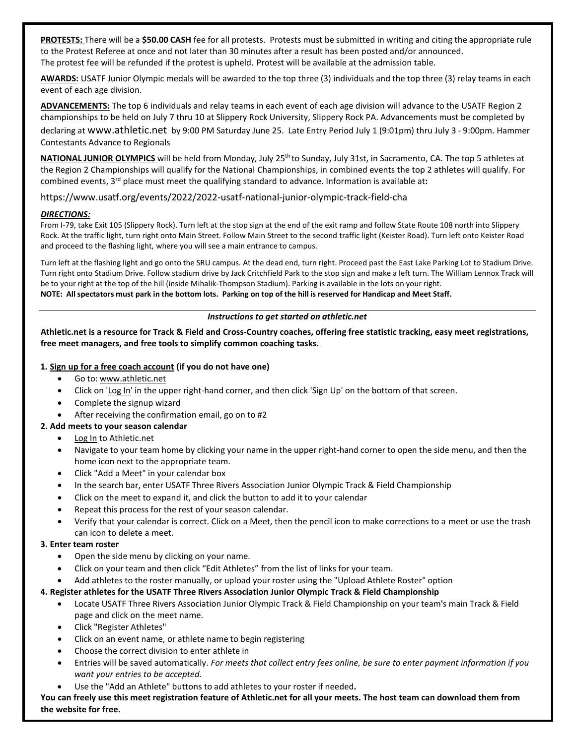**PROTESTS:** There will be a **$50.00 CASH** fee for all protests. Protests must be submitted in writing and citing the appropriate rule to the Protest Referee at once and not later than 30 minutes after a result has been posted and/or announced. The protest fee will be refunded if the protest is upheld. Protest will be available at the admission table.

**AWARDS:** USATF Junior Olympic medals will be awarded to the top three (3) individuals and the top three (3) relay teams in each event of each age division.

**ADVANCEMENTS:** The top 6 individuals and relay teams in each event of each age division will advance to the USATF Region 2 championships to be held on July 7 thru 10 at Slippery Rock University, Slippery Rock PA. Advancements must be completed by declaring at www.athletic.net by 9:00 PM Saturday June 25. Late Entry Period July 1 (9:01pm) thru July 3 - 9:00pm. Hammer Contestants Advance to Regionals

**NATIONAL JUNIOR OLYMPICS** will be held from Monday, July 25th to Sunday, July 31st, in Sacramento, CA. The top 5 athletes at the Region 2 Championships will qualify for the National Championships, in combined events the top 2 athletes will qualify. For combined events, 3rd place must meet the qualifying standard to advance. Information is available at**:**

https://www.usatf.org/events/2022/2022-usatf-national-junior-olympic-track-field-cha

***DIRECTIONS:***

From I-79, take Exit 105 (Slippery Rock). Turn left at the stop sign at the end of the exit ramp and follow State Route 108 north into Slippery Rock. At the traffic light, turn right onto Main Street. Follow Main Street to the second traffic light (Keister Road). Turn left onto Keister Road and proceed to the flashing light, where you will see a main entrance to campus.

Turn left at the flashing light and go onto the SRU campus. At the dead end, turn right. Proceed past the East Lake Parking Lot to Stadium Drive. Turn right onto Stadium Drive. Follow stadium drive by Jack Critchfield Park to the stop sign and make a left turn. The William Lennox Track will be to your right at the top of the hill (inside Mihalik-Thompson Stadium). Parking is available in the lots on your right.
**NOTE: All spectators must park in the bottom lots. Parking on top of the hill is reserved for Handicap and Meet Staff.**

---

***Instructions to get started on athletic.net***

**Athletic.net is a resource for Track & Field and Cross-Country coaches, offering free statistic tracking, easy meet registrations, free meet managers, and free tools to simplify common coaching tasks.**

**1. Sign up for a free coach account (if you do not have one)**

- Go to: www.athletic.net
- Click on 'Log In' in the upper right-hand corner, and then click 'Sign Up' on the bottom of that screen.
- Complete the signup wizard
- After receiving the confirmation email, go on to #2

**2. Add meets to your season calendar**

- Log In to Athletic.net
- Navigate to your team home by clicking your name in the upper right-hand corner to open the side menu, and then the home icon next to the appropriate team.
- Click "Add a Meet" in your calendar box
- In the search bar, enter USATF Three Rivers Association Junior Olympic Track & Field Championship
- Click on the meet to expand it, and click the button to add it to your calendar
- Repeat this process for the rest of your season calendar.
- Verify that your calendar is correct. Click on a Meet, then the pencil icon to make corrections to a meet or use the trash can icon to delete a meet.

**3. Enter team roster**

- Open the side menu by clicking on your name.
- Click on your team and then click "Edit Athletes" from the list of links for your team.
- Add athletes to the roster manually, or upload your roster using the "Upload Athlete Roster" option

**4. Register athletes for the USATF Three Rivers Association Junior Olympic Track & Field Championship**

- Locate USATF Three Rivers Association Junior Olympic Track & Field Championship on your team's main Track & Field page and click on the meet name.
- Click "Register Athletes"
- Click on an event name, or athlete name to begin registering
- Choose the correct division to enter athlete in
- Entries will be saved automatically. *For meets that collect entry fees online, be sure to enter payment information if you want your entries to be accepted.*
- Use the "Add an Athlete" buttons to add athletes to your roster if needed**.**

**You can freely use this meet registration feature of Athletic.net for all your meets. The host team can download them from the website for free.**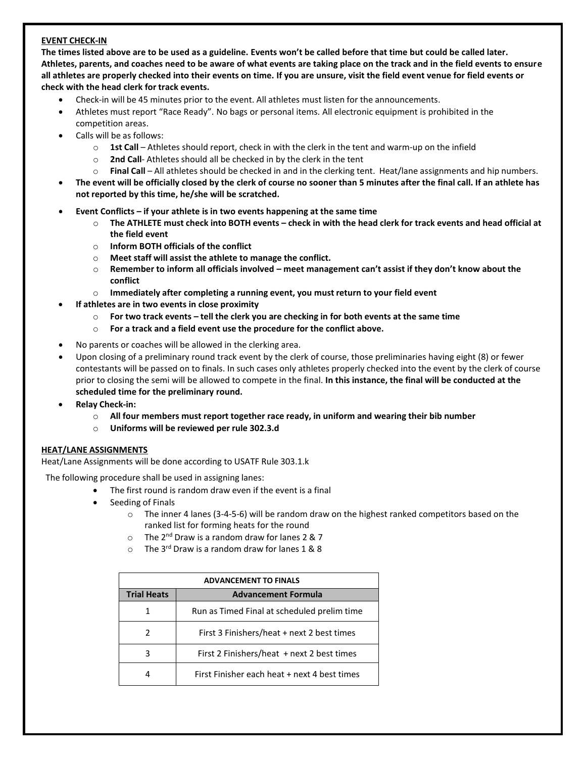## EVENT CHECK-IN

**The times listed above are to be used as a guideline. Events won't be called before that time but could be called later. Athletes, parents, and coaches need to be aware of what events are taking place on the track and in the field events to ensure all athletes are properly checked into their events on time. If you are unsure, visit the field event venue for field events or check with the head clerk for track events.**

- Check-in will be 45 minutes prior to the event. All athletes must listen for the announcements.
- Athletes must report "Race Ready". No bags or personal items. All electronic equipment is prohibited in the competition areas.
- Calls will be as follows:
  - **1st Call** – Athletes should report, check in with the clerk in the tent and warm-up on the infield
  - **2nd Call**- Athletes should all be checked in by the clerk in the tent
  - **Final Call** – All athletes should be checked in and in the clerking tent. Heat/lane assignments and hip numbers.
- **The event will be officially closed by the clerk of course no sooner than 5 minutes after the final call. If an athlete has not reported by this time, he/she will be scratched.**
- **Event Conflicts – if your athlete is in two events happening at the same time**
  - **The ATHLETE must check into BOTH events – check in with the head clerk for track events and head official at the field event**
  - **Inform BOTH officials of the conflict**
  - **Meet staff will assist the athlete to manage the conflict.**
  - **Remember to inform all officials involved – meet management can't assist if they don't know about the conflict**
  - **Immediately after completing a running event, you must return to your field event**
- **If athletes are in two events in close proximity**
  - **For two track events – tell the clerk you are checking in for both events at the same time**
  - **For a track and a field event use the procedure for the conflict above.**
- No parents or coaches will be allowed in the clerking area.
- Upon closing of a preliminary round track event by the clerk of course, those preliminaries having eight (8) or fewer contestants will be passed on to finals. In such cases only athletes properly checked into the event by the clerk of course prior to closing the semi will be allowed to compete in the final. **In this instance, the final will be conducted at the scheduled time for the preliminary round.**
- **Relay Check-in:**
  - **All four members must report together race ready, in uniform and wearing their bib number**
  - **Uniforms will be reviewed per rule 302.3.d**

## HEAT/LANE ASSIGNMENTS

Heat/Lane Assignments will be done according to USATF Rule 303.1.k

The following procedure shall be used in assigning lanes:

- The first round is random draw even if the event is a final
- Seeding of Finals
  - The inner 4 lanes (3-4-5-6) will be random draw on the highest ranked competitors based on the ranked list for forming heats for the round
  - The 2nd Draw is a random draw for lanes 2 & 7
  - The 3rd Draw is a random draw for lanes 1 & 8

| ADVANCEMENT TO FINALS | |
|---|---|
| **Trial Heats** | **Advancement Formula** |
| 1 | Run as Timed Final at scheduled prelim time |
| 2 | First 3 Finishers/heat + next 2 best times |
| 3 | First 2 Finishers/heat + next 2 best times |
| 4 | First Finisher each heat + next 4 best times |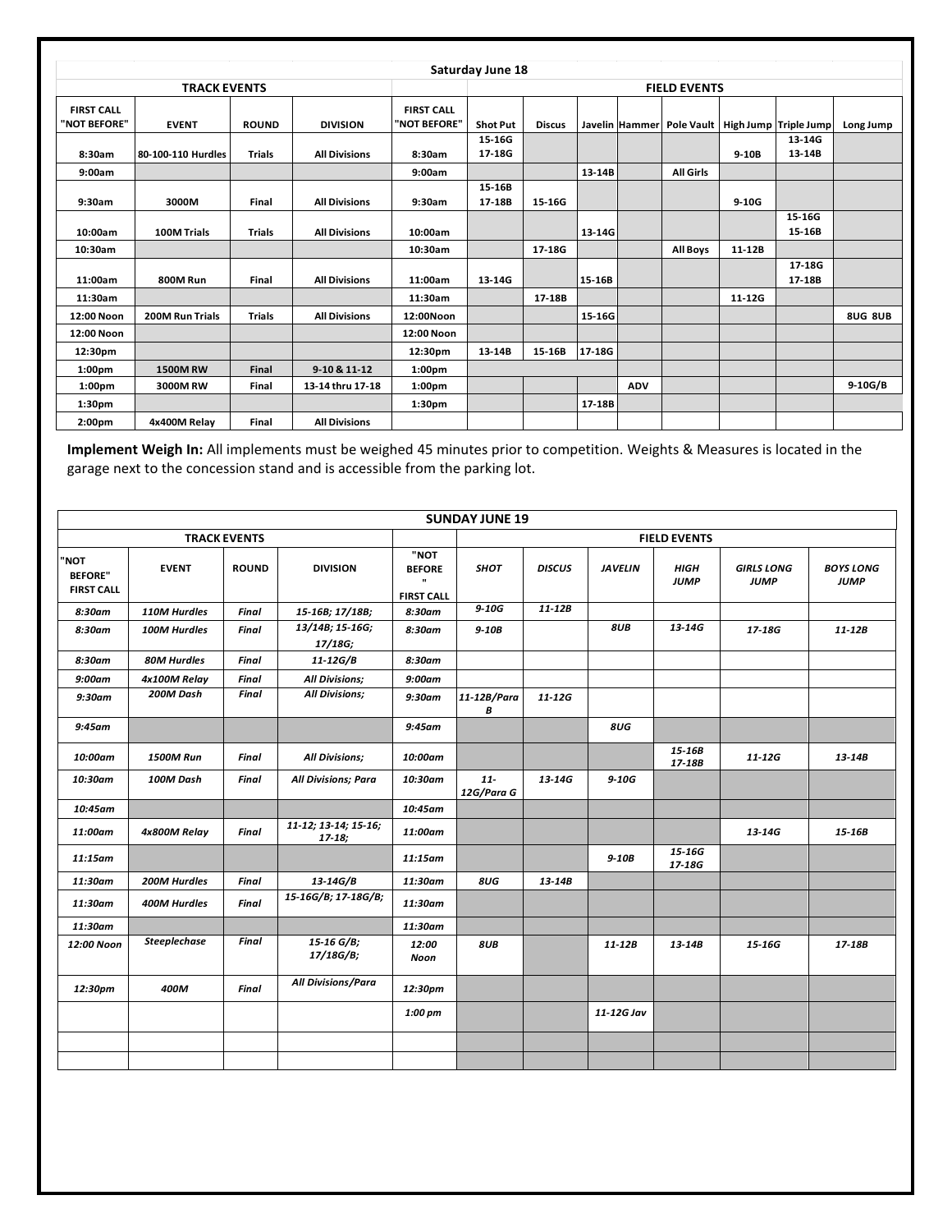| Saturday June 18 | | | | | | | | | | | | |
|---|---|---|---|---|---|---|---|---|---|---|---|---|
| **TRACK EVENTS** | | | | | **FIELD EVENTS** | | | | | | | |
| **FIRST CALL "NOT BEFORE"** | **EVENT** | **ROUND** | **DIVISION** | **FIRST CALL "NOT BEFORE"** | **Shot Put** | **Discus** | **Javelin** | **Hammer** | **Pole Vault** | **High Jump** | **Triple Jump** | **Long Jump** |
| **8:30am** | **80-100-110 Hurdles** | **Trials** | **All Divisions** | **8:30am** | **15-16G 17-18G** | | | | | **9-10B** | **13-14G 13-14B** | |
| **9:00am** | | | | **9:00am** | | | **13-14B** | | **All Girls** | | | |
| **9:30am** | **3000M** | **Final** | **All Divisions** | **9:30am** | **15-16B 17-18B** | **15-16G** | | | | **9-10G** | | |
| **10:00am** | **100M Trials** | **Trials** | **All Divisions** | **10:00am** | | | **13-14G** | | | | **15-16G 15-16B** | |
| **10:30am** | | | | **10:30am** | | **17-18G** | | | **All Boys** | **11-12B** | | |
| **11:00am** | **800M Run** | **Final** | **All Divisions** | **11:00am** | **13-14G** | | **15-16B** | | | | **17-18G 17-18B** | |
| **11:30am** | | | | **11:30am** | | **17-18B** | | | | **11-12G** | | |
| **12:00 Noon** | **200M Run Trials** | **Trials** | **All Divisions** | **12:00Noon** | | | **15-16G** | | | | | **8UG 8UB** |
| **12:00 Noon** | | | | **12:00 Noon** | | | | | | | | |
| **12:30pm** | | | | **12:30pm** | **13-14B** | **15-16B** | **17-18G** | | | | | |
| **1:00pm** | **1500M RW** | **Final** | **9-10 & 11-12** | **1:00pm** | | | | | | | | |
| **1:00pm** | **3000M RW** | **Final** | **13-14 thru 17-18** | **1:00pm** | | | | **ADV** | | | | **9-10G/B** |
| **1:30pm** | | | | **1:30pm** | | | **17-18B** | | | | | |
| **2:00pm** | **4x400M Relay** | **Final** | **All Divisions** | | | | | | | | | |

**Implement Weigh In:** All implements must be weighed 45 minutes prior to competition. Weights & Measures is located in the garage next to the concession stand and is accessible from the parking lot.

| SUNDAY JUNE 19 | | | | | | | | | | |
|---|---|---|---|---|---|---|---|---|---|---|
| **TRACK EVENTS** | | | | | **FIELD EVENTS** | | | | | |
| **"NOT BEFORE" FIRST CALL** | **EVENT** | **ROUND** | **DIVISION** | **"NOT BEFORE" FIRST CALL** | ***SHOT*** | ***DISCUS*** | ***JAVELIN*** | ***HIGH JUMP*** | ***GIRLS LONG JUMP*** | ***BOYS LONG JUMP*** |
| ***8:30am*** | ***110M Hurdles*** | ***Final*** | ***15-16B; 17/18B;*** | ***8:30am*** | ***9-10G*** | ***11-12B*** | | | | |
| ***8:30am*** | ***100M Hurdles*** | ***Final*** | ***13/14B; 15-16G; 17/18G;*** | ***8:30am*** | ***9-10B*** | | ***8UB*** | ***13-14G*** | ***17-18G*** | ***11-12B*** |
| ***8:30am*** | ***80M Hurdles*** | ***Final*** | ***11-12G/B*** | ***8:30am*** | | | | | | |
| ***9:00am*** | ***4x100M Relay*** | ***Final*** | ***All Divisions;*** | ***9:00am*** | | | | | | |
| ***9:30am*** | ***200M Dash*** | ***Final*** | ***All Divisions;*** | ***9:30am*** | ***11-12B/Para B*** | ***11-12G*** | | | | |
| ***9:45am*** | | | | ***9:45am*** | | | ***8UG*** | | | |
| ***10:00am*** | ***1500M Run*** | ***Final*** | ***All Divisions;*** | ***10:00am*** | | | | ***15-16B 17-18B*** | ***11-12G*** | ***13-14B*** |
| ***10:30am*** | ***100M Dash*** | ***Final*** | ***All Divisions; Para*** | ***10:30am*** | ***11-12G/Para G*** | ***13-14G*** | ***9-10G*** | | | |
| ***10:45am*** | | | | ***10:45am*** | | | | | | |
| ***11:00am*** | ***4x800M Relay*** | ***Final*** | ***11-12; 13-14; 15-16; 17-18;*** | ***11:00am*** | | | | | ***13-14G*** | ***15-16B*** |
| ***11:15am*** | | | | ***11:15am*** | | | ***9-10B*** | ***15-16G 17-18G*** | | |
| ***11:30am*** | ***200M Hurdles*** | ***Final*** | ***13-14G/B*** | ***11:30am*** | ***8UG*** | ***13-14B*** | | | | |
| ***11:30am*** | ***400M Hurdles*** | ***Final*** | ***15-16G/B; 17-18G/B;*** | ***11:30am*** | | | | | | |
| ***11:30am*** | | | | ***11:30am*** | | | | | | |
| ***12:00 Noon*** | ***Steeplechase*** | ***Final*** | ***15-16 G/B; 17/18G/B;*** | ***12:00 Noon*** | ***8UB*** | | ***11-12B*** | ***13-14B*** | ***15-16G*** | ***17-18B*** |
| ***12:30pm*** | ***400M*** | ***Final*** | ***All Divisions/Para*** | ***12:30pm*** | | | | | | |
| | | | | ***1:00 pm*** | | | ***11-12G Jav*** | | | |
| | | | | | | | | | | |
| | | | | | | | | | | |